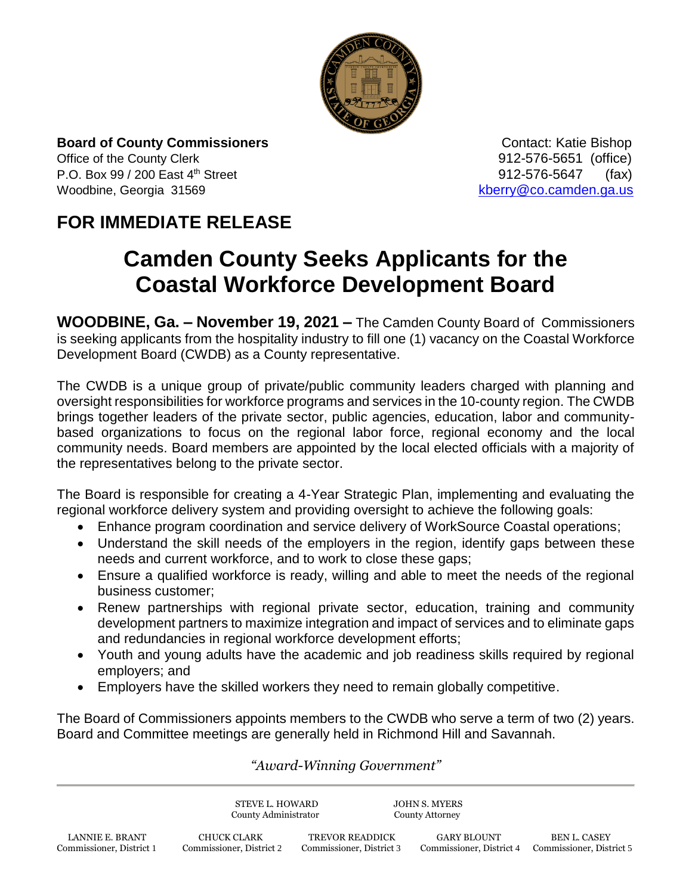**Board of County Commissioners**
Office of the County Clerk
P.O. Box 99 / 200 East 4th Street
Woodbine, Georgia 31569

Contact: Katie Bishop
912-576-5651 (office)
912-576-5647 (fax)
kberry@co.camden.ga.us

## FOR IMMEDIATE RELEASE

# Camden County Seeks Applicants for the Coastal Workforce Development Board

**WOODBINE, Ga. – November 19, 2021 –** The Camden County Board of Commissioners is seeking applicants from the hospitality industry to fill one (1) vacancy on the Coastal Workforce Development Board (CWDB) as a County representative.

The CWDB is a unique group of private/public community leaders charged with planning and oversight responsibilities for workforce programs and services in the 10-county region. The CWDB brings together leaders of the private sector, public agencies, education, labor and community-based organizations to focus on the regional labor force, regional economy and the local community needs. Board members are appointed by the local elected officials with a majority of the representatives belong to the private sector.

The Board is responsible for creating a 4-Year Strategic Plan, implementing and evaluating the regional workforce delivery system and providing oversight to achieve the following goals:

- Enhance program coordination and service delivery of WorkSource Coastal operations;
- Understand the skill needs of the employers in the region, identify gaps between these needs and current workforce, and to work to close these gaps;
- Ensure a qualified workforce is ready, willing and able to meet the needs of the regional business customer;
- Renew partnerships with regional private sector, education, training and community development partners to maximize integration and impact of services and to eliminate gaps and redundancies in regional workforce development efforts;
- Youth and young adults have the academic and job readiness skills required by regional employers; and
- Employers have the skilled workers they need to remain globally competitive.

The Board of Commissioners appoints members to the CWDB who serve a term of two (2) years. Board and Committee meetings are generally held in Richmond Hill and Savannah.

*"Award-Winning Government"*

STEVE L. HOWARD, County Administrator
JOHN S. MYERS, County Attorney

LANNIE E. BRANT, Commissioner, District 1
CHUCK CLARK, Commissioner, District 2
TREVOR READDICK, Commissioner, District 3
GARY BLOUNT, Commissioner, District 4
BEN L. CASEY, Commissioner, District 5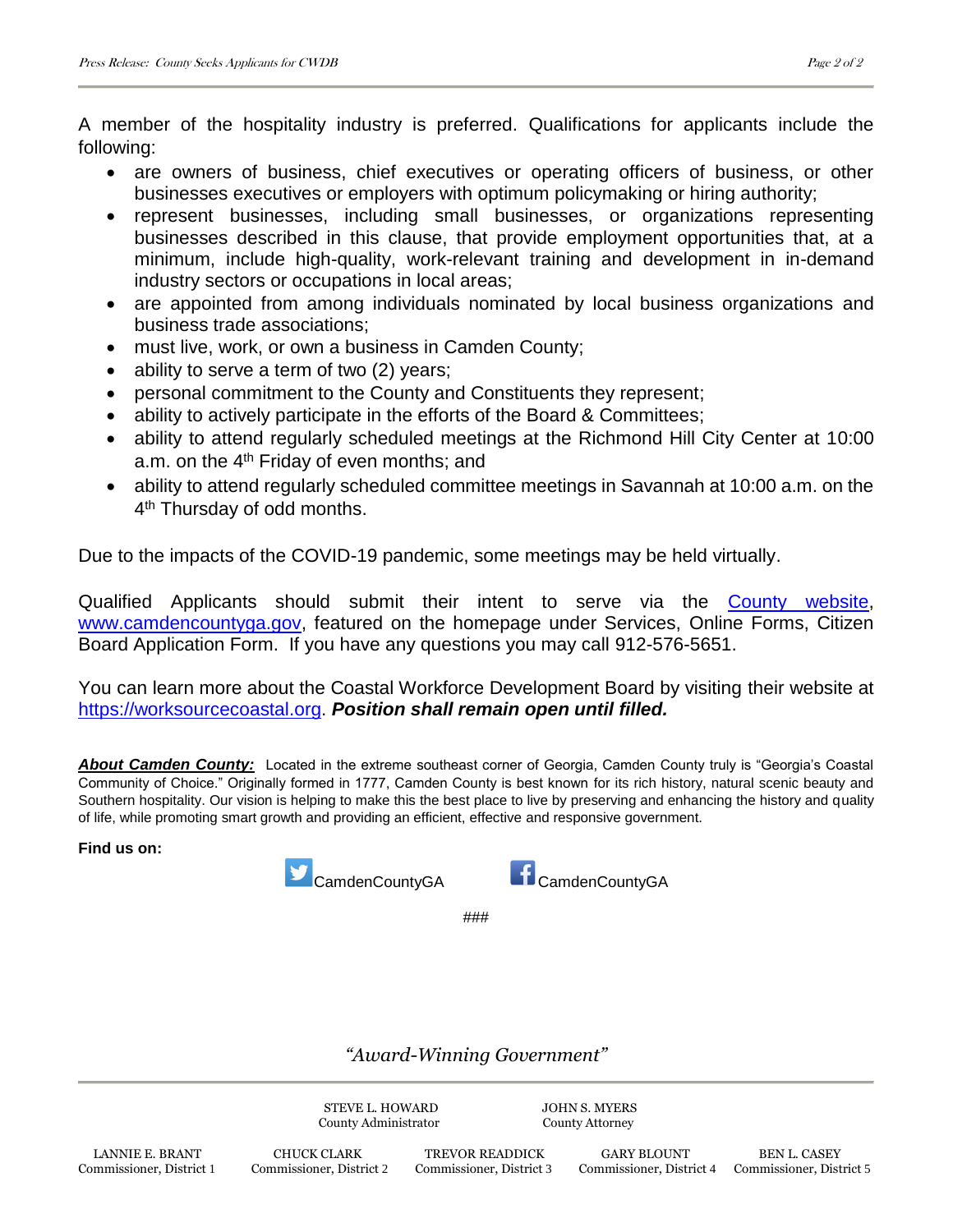A member of the hospitality industry is preferred. Qualifications for applicants include the following:

- are owners of business, chief executives or operating officers of business, or other businesses executives or employers with optimum policymaking or hiring authority;
- represent businesses, including small businesses, or organizations representing businesses described in this clause, that provide employment opportunities that, at a minimum, include high-quality, work-relevant training and development in in-demand industry sectors or occupations in local areas;
- are appointed from among individuals nominated by local business organizations and business trade associations;
- must live, work, or own a business in Camden County;
- ability to serve a term of two (2) years;
- personal commitment to the County and Constituents they represent;
- ability to actively participate in the efforts of the Board & Committees;
- ability to attend regularly scheduled meetings at the Richmond Hill City Center at 10:00 a.m. on the 4th Friday of even months; and
- ability to attend regularly scheduled committee meetings in Savannah at 10:00 a.m. on the 4th Thursday of odd months.

Due to the impacts of the COVID-19 pandemic, some meetings may be held virtually.

Qualified Applicants should submit their intent to serve via the County website, www.camdencountyga.gov, featured on the homepage under Services, Online Forms, Citizen Board Application Form. If you have any questions you may call 912-576-5651.

You can learn more about the Coastal Workforce Development Board by visiting their website at https://worksourcecoastal.org. ***Position shall remain open until filled.***

***About Camden County:*** Located in the extreme southeast corner of Georgia, Camden County truly is "Georgia's Coastal Community of Choice." Originally formed in 1777, Camden County is best known for its rich history, natural scenic beauty and Southern hospitality. Our vision is helping to make this the best place to live by preserving and enhancing the history and quality of life, while promoting smart growth and providing an efficient, effective and responsive government.

**Find us on:**

CamdenCountyGA CamdenCountyGA

###

*"Award-Winning Government"*

STEVE L. HOWARD
County Administrator

JOHN S. MYERS
County Attorney

LANNIE E. BRANT
Commissioner, District 1

CHUCK CLARK
Commissioner, District 2

TREVOR READDICK
Commissioner, District 3

GARY BLOUNT
Commissioner, District 4

BEN L. CASEY
Commissioner, District 5